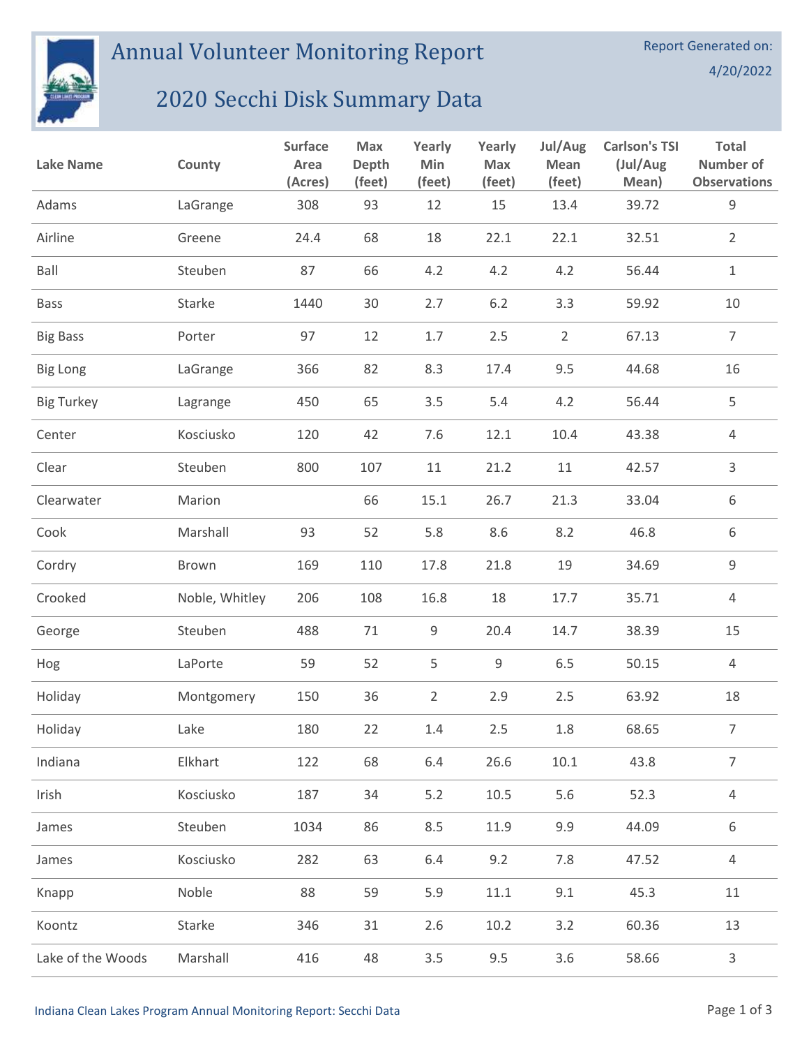# Annual Volunteer Monitoring Report

## 2020 Secchi Disk Summary Data

Report Generated on: 4/20/2022

| Lake Name | County | Surface Area (Acres) | Max Depth (feet) | Yearly Min (feet) | Yearly Max (feet) | Jul/Aug Mean (feet) | Carlson's TSI (Jul/Aug Mean) | Total Number of Observations |
|---|---|---|---|---|---|---|---|---|
| Adams | LaGrange | 308 | 93 | 12 | 15 | 13.4 | 39.72 | 9 |
| Airline | Greene | 24.4 | 68 | 18 | 22.1 | 22.1 | 32.51 | 2 |
| Ball | Steuben | 87 | 66 | 4.2 | 4.2 | 4.2 | 56.44 | 1 |
| Bass | Starke | 1440 | 30 | 2.7 | 6.2 | 3.3 | 59.92 | 10 |
| Big Bass | Porter | 97 | 12 | 1.7 | 2.5 | 2 | 67.13 | 7 |
| Big Long | LaGrange | 366 | 82 | 8.3 | 17.4 | 9.5 | 44.68 | 16 |
| Big Turkey | Lagrange | 450 | 65 | 3.5 | 5.4 | 4.2 | 56.44 | 5 |
| Center | Kosciusko | 120 | 42 | 7.6 | 12.1 | 10.4 | 43.38 | 4 |
| Clear | Steuben | 800 | 107 | 11 | 21.2 | 11 | 42.57 | 3 |
| Clearwater | Marion | | 66 | 15.1 | 26.7 | 21.3 | 33.04 | 6 |
| Cook | Marshall | 93 | 52 | 5.8 | 8.6 | 8.2 | 46.8 | 6 |
| Cordry | Brown | 169 | 110 | 17.8 | 21.8 | 19 | 34.69 | 9 |
| Crooked | Noble, Whitley | 206 | 108 | 16.8 | 18 | 17.7 | 35.71 | 4 |
| George | Steuben | 488 | 71 | 9 | 20.4 | 14.7 | 38.39 | 15 |
| Hog | LaPorte | 59 | 52 | 5 | 9 | 6.5 | 50.15 | 4 |
| Holiday | Montgomery | 150 | 36 | 2 | 2.9 | 2.5 | 63.92 | 18 |
| Holiday | Lake | 180 | 22 | 1.4 | 2.5 | 1.8 | 68.65 | 7 |
| Indiana | Elkhart | 122 | 68 | 6.4 | 26.6 | 10.1 | 43.8 | 7 |
| Irish | Kosciusko | 187 | 34 | 5.2 | 10.5 | 5.6 | 52.3 | 4 |
| James | Steuben | 1034 | 86 | 8.5 | 11.9 | 9.9 | 44.09 | 6 |
| James | Kosciusko | 282 | 63 | 6.4 | 9.2 | 7.8 | 47.52 | 4 |
| Knapp | Noble | 88 | 59 | 5.9 | 11.1 | 9.1 | 45.3 | 11 |
| Koontz | Starke | 346 | 31 | 2.6 | 10.2 | 3.2 | 60.36 | 13 |
| Lake of the Woods | Marshall | 416 | 48 | 3.5 | 9.5 | 3.6 | 58.66 | 3 |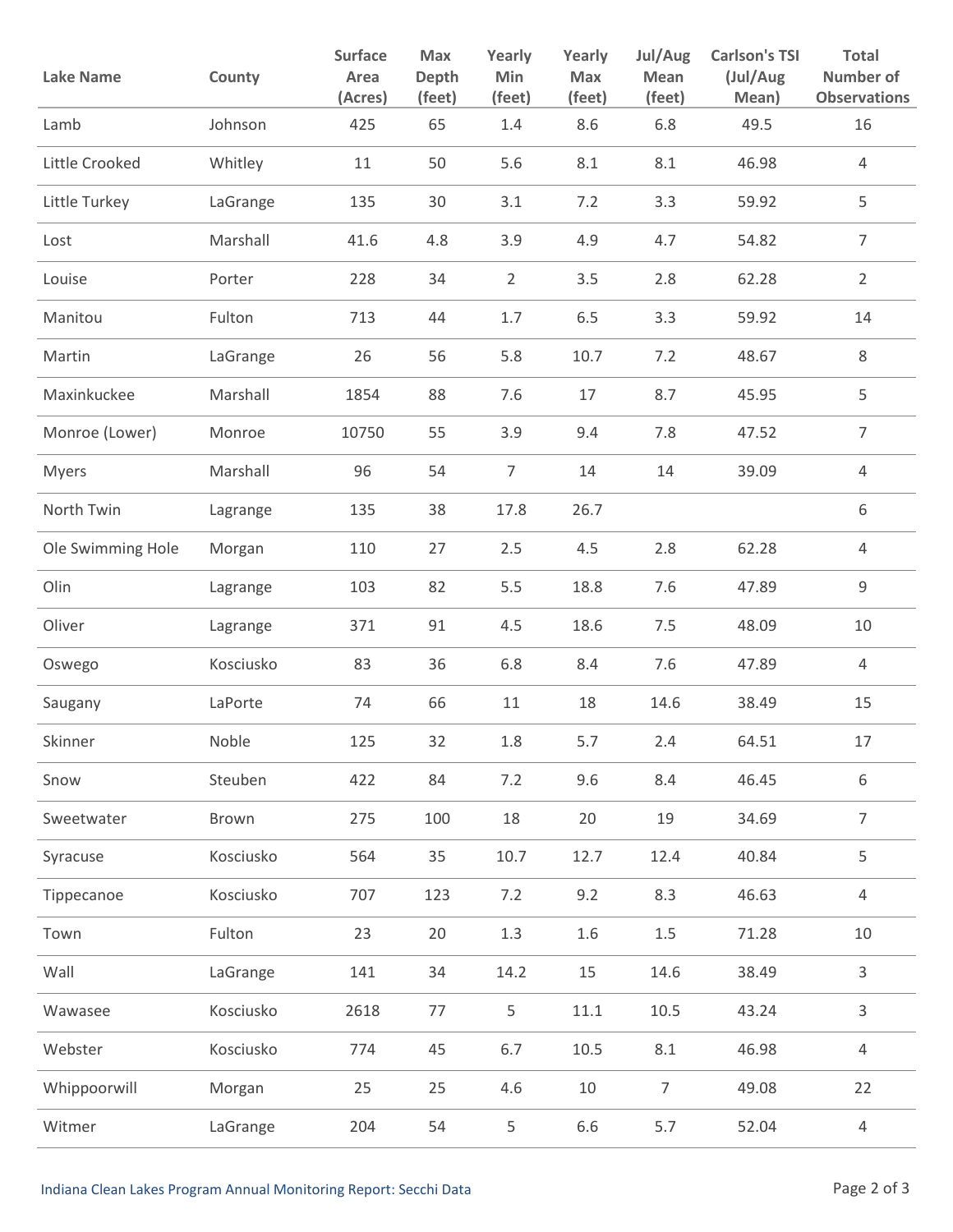| Lake Name | County | Surface Area (Acres) | Max Depth (feet) | Yearly Min (feet) | Yearly Max (feet) | Jul/Aug Mean (feet) | Carlson's TSI (Jul/Aug Mean) | Total Number of Observations |
|---|---|---|---|---|---|---|---|---|
| Lamb | Johnson | 425 | 65 | 1.4 | 8.6 | 6.8 | 49.5 | 16 |
| Little Crooked | Whitley | 11 | 50 | 5.6 | 8.1 | 8.1 | 46.98 | 4 |
| Little Turkey | LaGrange | 135 | 30 | 3.1 | 7.2 | 3.3 | 59.92 | 5 |
| Lost | Marshall | 41.6 | 4.8 | 3.9 | 4.9 | 4.7 | 54.82 | 7 |
| Louise | Porter | 228 | 34 | 2 | 3.5 | 2.8 | 62.28 | 2 |
| Manitou | Fulton | 713 | 44 | 1.7 | 6.5 | 3.3 | 59.92 | 14 |
| Martin | LaGrange | 26 | 56 | 5.8 | 10.7 | 7.2 | 48.67 | 8 |
| Maxinkuckee | Marshall | 1854 | 88 | 7.6 | 17 | 8.7 | 45.95 | 5 |
| Monroe (Lower) | Monroe | 10750 | 55 | 3.9 | 9.4 | 7.8 | 47.52 | 7 |
| Myers | Marshall | 96 | 54 | 7 | 14 | 14 | 39.09 | 4 |
| North Twin | Lagrange | 135 | 38 | 17.8 | 26.7 | | | 6 |
| Ole Swimming Hole | Morgan | 110 | 27 | 2.5 | 4.5 | 2.8 | 62.28 | 4 |
| Olin | Lagrange | 103 | 82 | 5.5 | 18.8 | 7.6 | 47.89 | 9 |
| Oliver | Lagrange | 371 | 91 | 4.5 | 18.6 | 7.5 | 48.09 | 10 |
| Oswego | Kosciusko | 83 | 36 | 6.8 | 8.4 | 7.6 | 47.89 | 4 |
| Saugany | LaPorte | 74 | 66 | 11 | 18 | 14.6 | 38.49 | 15 |
| Skinner | Noble | 125 | 32 | 1.8 | 5.7 | 2.4 | 64.51 | 17 |
| Snow | Steuben | 422 | 84 | 7.2 | 9.6 | 8.4 | 46.45 | 6 |
| Sweetwater | Brown | 275 | 100 | 18 | 20 | 19 | 34.69 | 7 |
| Syracuse | Kosciusko | 564 | 35 | 10.7 | 12.7 | 12.4 | 40.84 | 5 |
| Tippecanoe | Kosciusko | 707 | 123 | 7.2 | 9.2 | 8.3 | 46.63 | 4 |
| Town | Fulton | 23 | 20 | 1.3 | 1.6 | 1.5 | 71.28 | 10 |
| Wall | LaGrange | 141 | 34 | 14.2 | 15 | 14.6 | 38.49 | 3 |
| Wawasee | Kosciusko | 2618 | 77 | 5 | 11.1 | 10.5 | 43.24 | 3 |
| Webster | Kosciusko | 774 | 45 | 6.7 | 10.5 | 8.1 | 46.98 | 4 |
| Whippoorwill | Morgan | 25 | 25 | 4.6 | 10 | 7 | 49.08 | 22 |
| Witmer | LaGrange | 204 | 54 | 5 | 6.6 | 5.7 | 52.04 | 4 |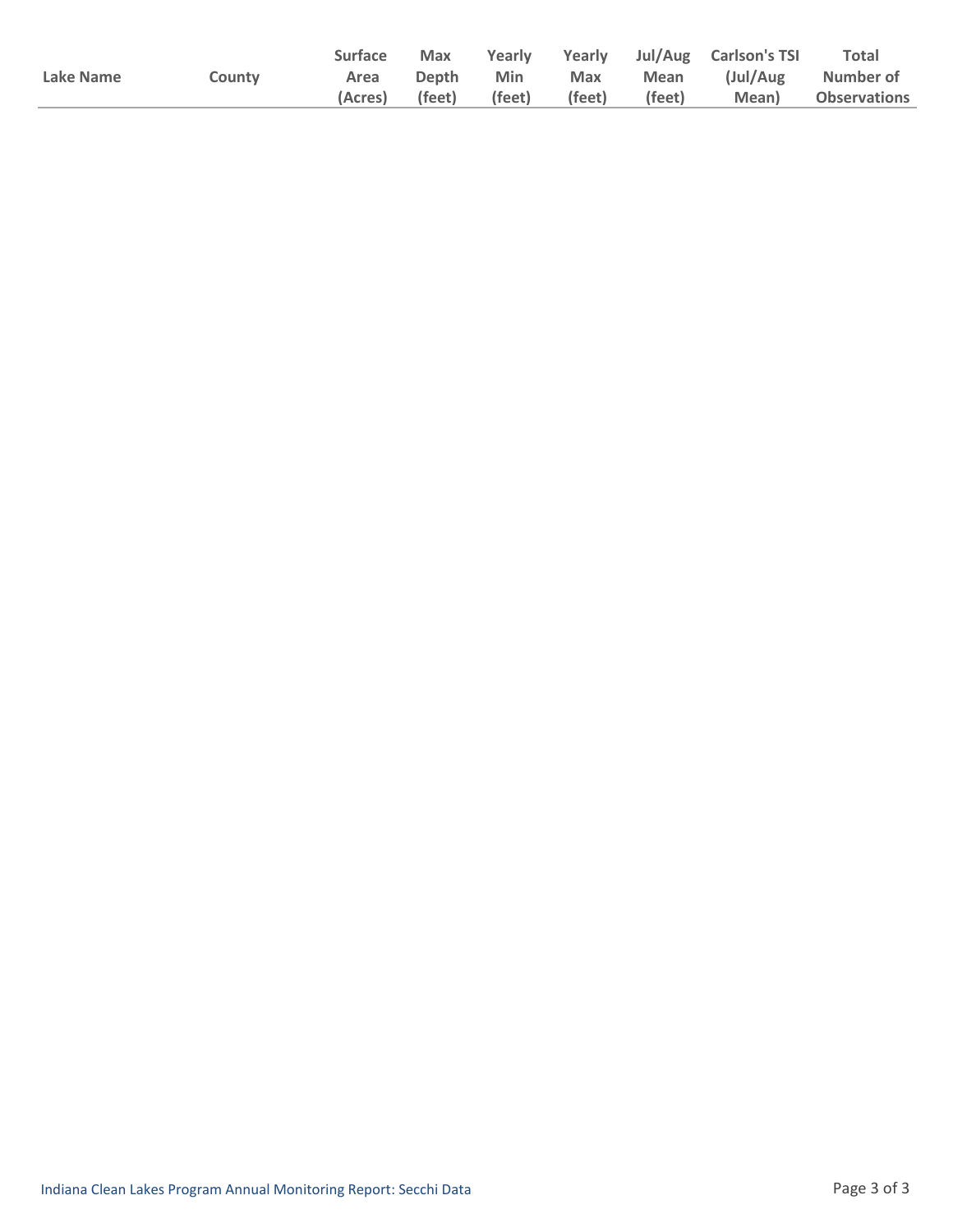| Lake Name | County | Surface Area (Acres) | Max Depth (feet) | Yearly Min (feet) | Yearly Max (feet) | Jul/Aug Mean (feet) | Carlson's TSI (Jul/Aug Mean) | Total Number of Observations |
|---|---|---|---|---|---|---|---|---|